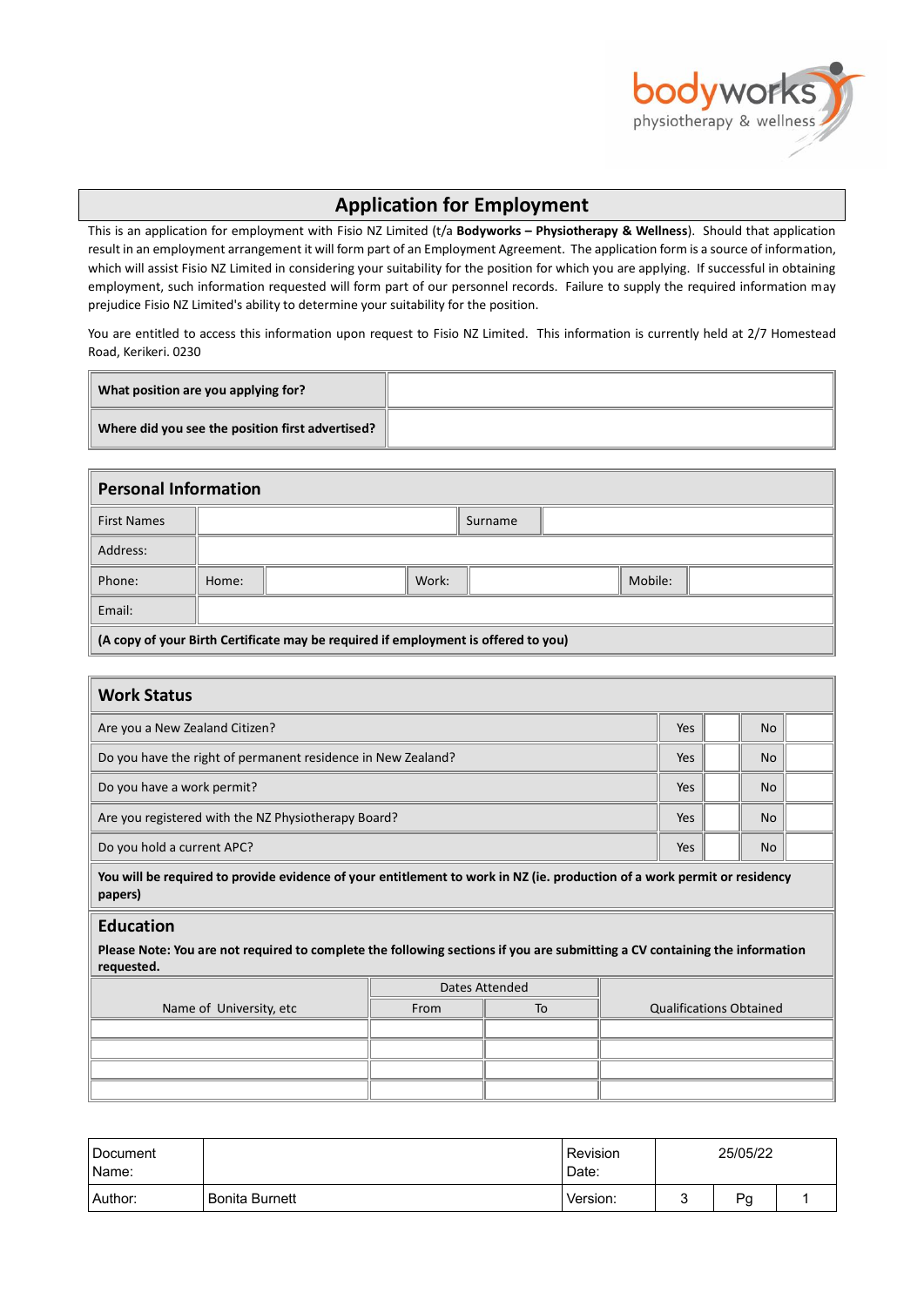# Application for Employment

This is an application for employment with Fisio NZ Limited (t/a **Bodyworks – Physiotherapy & Wellness**). Should that application result in an employment arrangement it will form part of an Employment Agreement. The application form is a source of information, which will assist Fisio NZ Limited in considering your suitability for the position for which you are applying. If successful in obtaining employment, such information requested will form part of our personnel records. Failure to supply the required information may prejudice Fisio NZ Limited's ability to determine your suitability for the position.

You are entitled to access this information upon request to Fisio NZ Limited. This information is currently held at 2/7 Homestead Road, Kerikeri. 0230

| **What position are you applying for?** | |
|---|---|
| **Where did you see the position first advertised?** | |

## Personal Information

| First Names | | | | Surname | | |
|---|---|---|---|---|---|---|
| Address: | | | | | | |
| Phone: | Home: | | Work: | | Mobile: | |
| Email: | | | | | | |

**(A copy of your Birth Certificate may be required if employment is offered to you)**

## Work Status

| | | | | |
|---|---|---|---|---|
| Are you a New Zealand Citizen? | Yes | | No | |
| Do you have the right of permanent residence in New Zealand? | Yes | | No | |
| Do you have a work permit? | Yes | | No | |
| Are you registered with the NZ Physiotherapy Board? | Yes | | No | |
| Do you hold a current APC? | Yes | | No | |

**You will be required to provide evidence of your entitlement to work in NZ (ie. production of a work permit or residency papers)**

## Education

**Please Note: You are not required to complete the following sections if you are submitting a CV containing the information requested.**

| Name of University, etc | Dates Attended | | Qualifications Obtained |
|---|---|---|---|
| | From | To | |
| | | | |
| | | | |
| | | | |
| | | | |

| Document Name: | | Revision Date: | 25/05/22 | | |
|---|---|---|---|---|---|
| Author: | Bonita Burnett | Version: | 3 | Pg | 1 |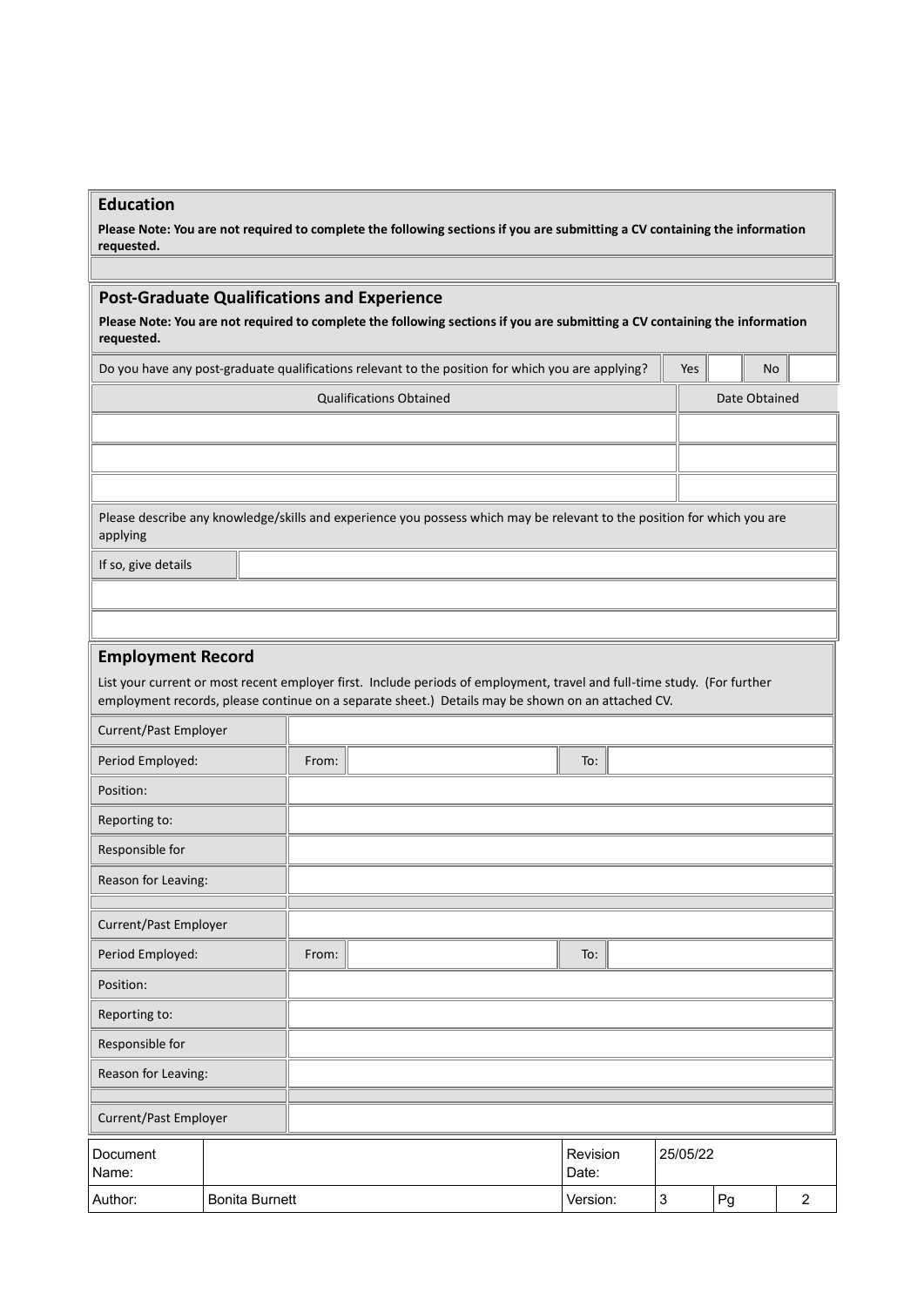## Education

**Please Note: You are not required to complete the following sections if you are submitting a CV containing the information requested.**

## Post-Graduate Qualifications and Experience

**Please Note: You are not required to complete the following sections if you are submitting a CV containing the information requested.**

| Do you have any post-graduate qualifications relevant to the position for which you are applying? | Yes | | No | |
|---|---|---|---|---|

| Qualifications Obtained | Date Obtained |
|---|---|
| | |
| | |
| | |

Please describe any knowledge/skills and experience you possess which may be relevant to the position for which you are applying

| If so, give details | |
|---|---|
| | |
| | |

## Employment Record

List your current or most recent employer first. Include periods of employment, travel and full-time study. (For further employment records, please continue on a separate sheet.) Details may be shown on an attached CV.

| Current/Past Employer | | | | |
|---|---|---|---|---|
| Period Employed: | From: | | To: | |
| Position: | | | | |
| Reporting to: | | | | |
| Responsible for | | | | |
| Reason for Leaving: | | | | |
| | | | | |
| Current/Past Employer | | | | |
| Period Employed: | From: | | To: | |
| Position: | | | | |
| Reporting to: | | | | |
| Responsible for | | | | |
| Reason for Leaving: | | | | |
| | | | | |
| Current/Past Employer | | | | |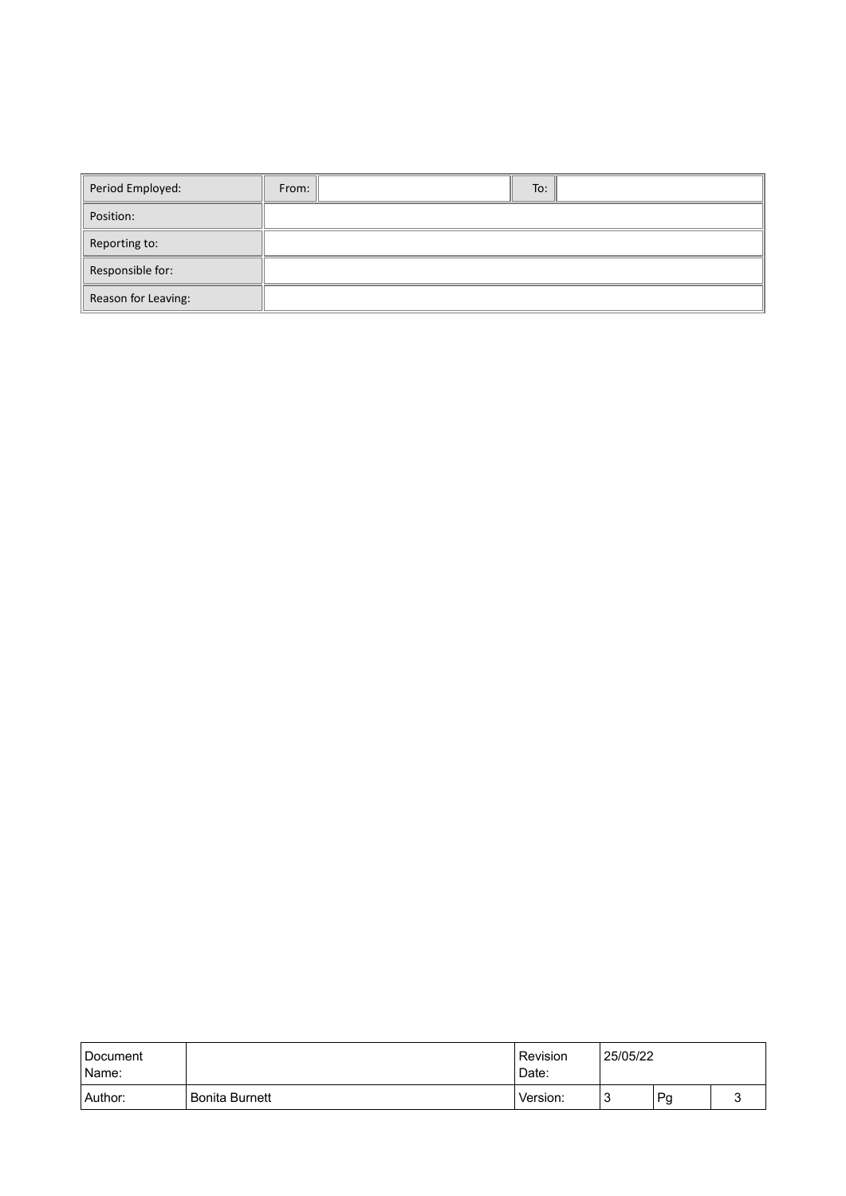| Period Employed: | From: | | To: | |
| --- | --- | --- | --- | --- |
| Position: | | | | |
| Reporting to: | | | | |
| Responsible for: | | | | |
| Reason for Leaving: | | | | |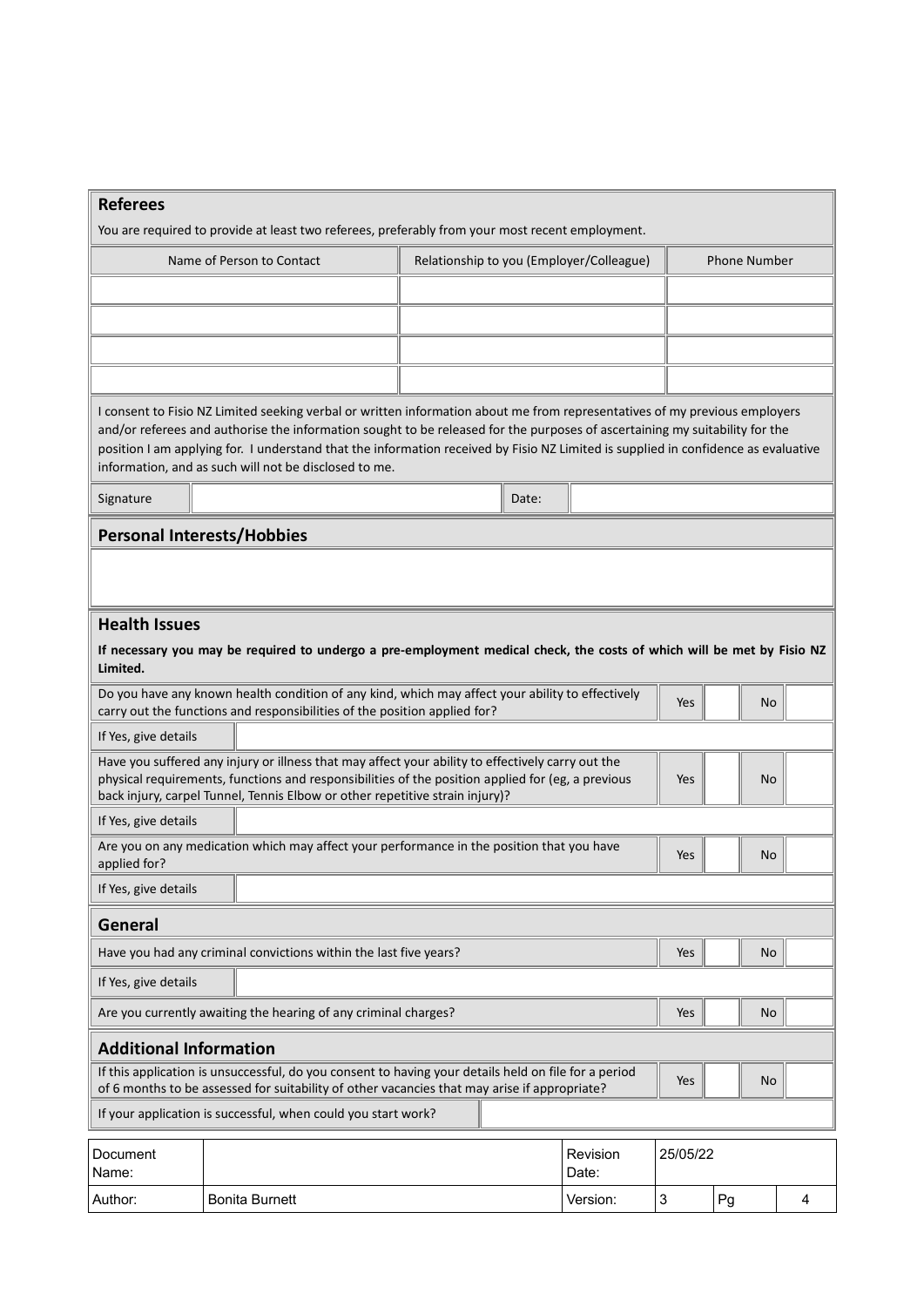## Referees

You are required to provide at least two referees, preferably from your most recent employment.

| Name of Person to Contact | Relationship to you (Employer/Colleague) | Phone Number |
|---|---|---|
| | | |
| | | |
| | | |
| | | |

I consent to Fisio NZ Limited seeking verbal or written information about me from representatives of my previous employers and/or referees and authorise the information sought to be released for the purposes of ascertaining my suitability for the position I am applying for. I understand that the information received by Fisio NZ Limited is supplied in confidence as evaluative information, and as such will not be disclosed to me.

| Signature | | Date: | |
|---|---|---|---|

## Personal Interests/Hobbies

## Health Issues

**If necessary you may be required to undergo a pre-employment medical check, the costs of which will be met by Fisio NZ Limited.**

| Question | Yes | | No | |
|---|---|---|---|---|
| Do you have any known health condition of any kind, which may affect your ability to effectively carry out the functions and responsibilities of the position applied for? | Yes | | No | |
| If Yes, give details | | | | |
| Have you suffered any injury or illness that may affect your ability to effectively carry out the physical requirements, functions and responsibilities of the position applied for (eg, a previous back injury, carpel Tunnel, Tennis Elbow or other repetitive strain injury)? | Yes | | No | |
| If Yes, give details | | | | |
| Are you on any medication which may affect your performance in the position that you have applied for? | Yes | | No | |
| If Yes, give details | | | | |

## General

| Question | Yes | | No | |
|---|---|---|---|---|
| Have you had any criminal convictions within the last five years? | Yes | | No | |
| If Yes, give details | | | | |
| Are you currently awaiting the hearing of any criminal charges? | Yes | | No | |

## Additional Information

| Question | Yes | | No | |
|---|---|---|---|---|
| If this application is unsuccessful, do you consent to having your details held on file for a period of 6 months to be assessed for suitability of other vacancies that may arise if appropriate? | Yes | | No | |
| If your application is successful, when could you start work? | | | | |

| Document Name: | | Revision Date: | 25/05/22 | | |
|---|---|---|---|---|---|
| Author: | Bonita Burnett | Version: | 3 | Pg | 4 |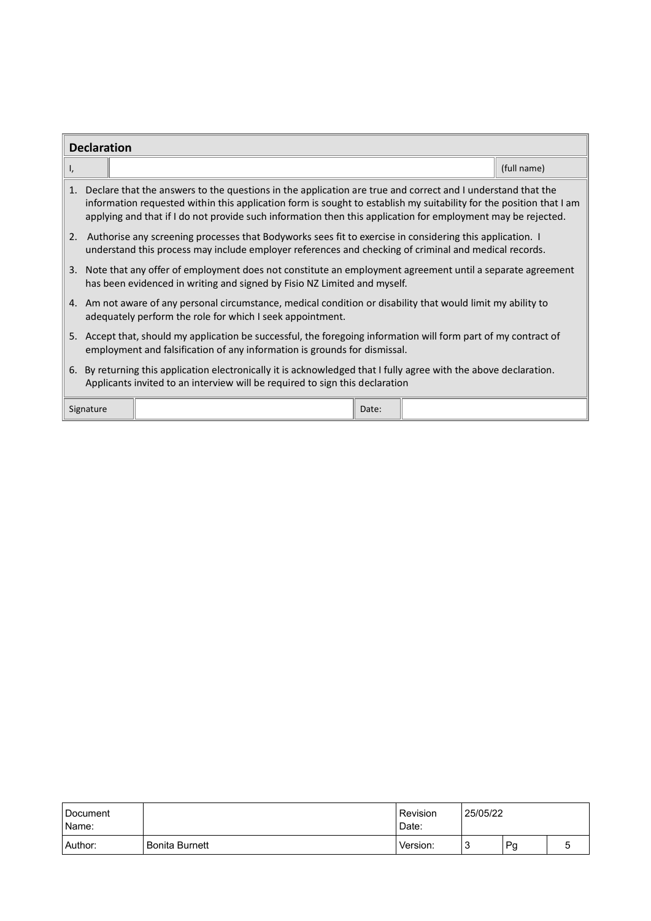## Declaration

| | | |
|---|---|---|
| I, | | (full name) |

1. Declare that the answers to the questions in the application are true and correct and I understand that the information requested within this application form is sought to establish my suitability for the position that I am applying and that if I do not provide such information then this application for employment may be rejected.
2. Authorise any screening processes that Bodyworks sees fit to exercise in considering this application. I understand this process may include employer references and checking of criminal and medical records.
3. Note that any offer of employment does not constitute an employment agreement until a separate agreement has been evidenced in writing and signed by Fisio NZ Limited and myself.
4. Am not aware of any personal circumstance, medical condition or disability that would limit my ability to adequately perform the role for which I seek appointment.
5. Accept that, should my application be successful, the foregoing information will form part of my contract of employment and falsification of any information is grounds for dismissal.
6. By returning this application electronically it is acknowledged that I fully agree with the above declaration. Applicants invited to an interview will be required to sign this declaration

| | | | |
|---|---|---|---|
| Signature | | Date: | |

| | | | | | |
|---|---|---|---|---|---|
| Document Name: | | Revision Date: | 25/05/22 | | |
| Author: | Bonita Burnett | Version: | 3 | Pg | 5 |